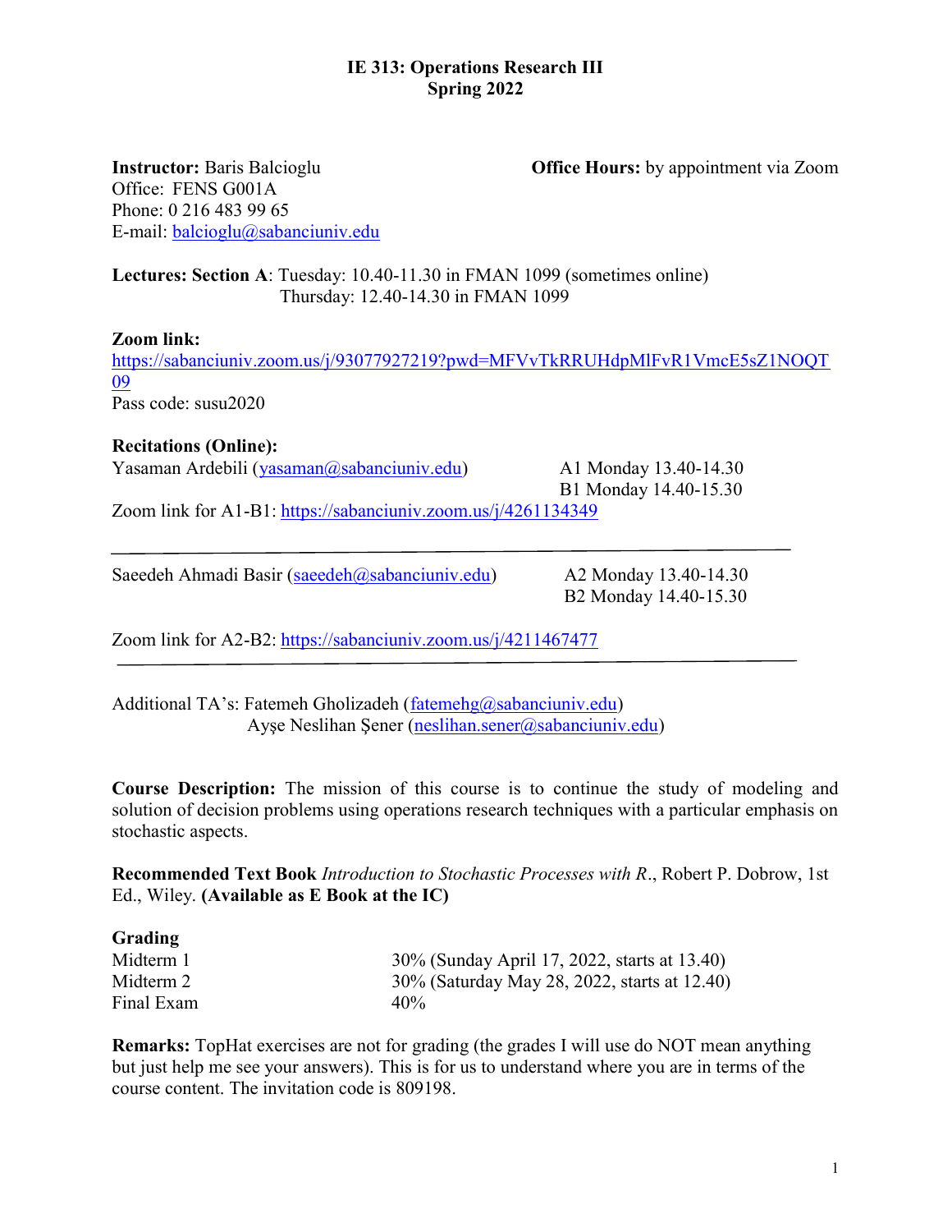# IE 313: Operations Research III
## Spring 2022

**Instructor:** Baris Balcioglu
Office: FENS G001A
Phone: 0 216 483 99 65
E-mail: balcioglu@sabanciuniv.edu

**Office Hours:** by appointment via Zoom

**Lectures: Section A**: Tuesday: 10.40-11.30 in FMAN 1099 (sometimes online)
Thursday: 12.40-14.30 in FMAN 1099

**Zoom link:**
https://sabanciuniv.zoom.us/j/93077927219?pwd=MFVvTkRRUHdpMlFvR1VmcE5sZ1NOQT09
Pass code: susu2020

**Recitations (Online):**

Yasaman Ardebili (yasaman@sabanciuniv.edu) — A1 Monday 13.40-14.30; B1 Monday 14.40-15.30

Zoom link for A1-B1: https://sabanciuniv.zoom.us/j/4261134349

---

Saeedeh Ahmadi Basir (saeedeh@sabanciuniv.edu) — A2 Monday 13.40-14.30; B2 Monday 14.40-15.30

Zoom link for A2-B2: https://sabanciuniv.zoom.us/j/4211467477

---

Additional TA's: Fatemeh Gholizadeh (fatemehg@sabanciuniv.edu)
Ayşe Neslihan Şener (neslihan.sener@sabanciuniv.edu)

**Course Description:** The mission of this course is to continue the study of modeling and solution of decision problems using operations research techniques with a particular emphasis on stochastic aspects.

**Recommended Text Book** *Introduction to Stochastic Processes with R*., Robert P. Dobrow, 1st Ed., Wiley. **(Available as E Book at the IC)**

**Grading**

| | |
|---|---|
| Midterm 1 | 30% (Sunday April 17, 2022, starts at 13.40) |
| Midterm 2 | 30% (Saturday May 28, 2022, starts at 12.40) |
| Final Exam | 40% |

**Remarks:** TopHat exercises are not for grading (the grades I will use do NOT mean anything but just help me see your answers). This is for us to understand where you are in terms of the course content. The invitation code is 809198.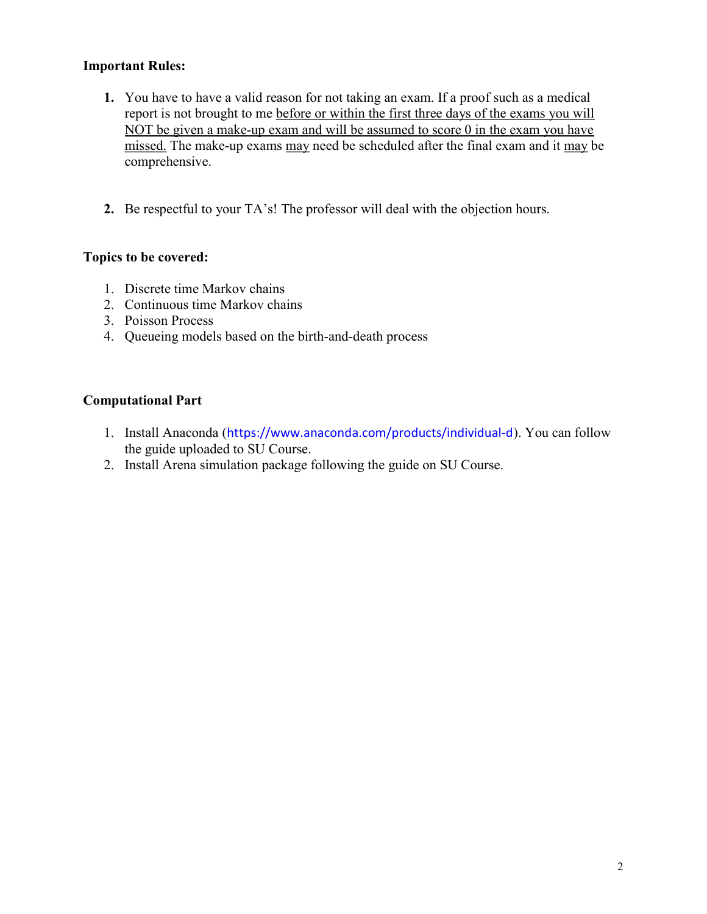**Important Rules:**

1. You have to have a valid reason for not taking an exam. If a proof such as a medical report is not brought to me before or within the first three days of the exams you will NOT be given a make-up exam and will be assumed to score 0 in the exam you have missed. The make-up exams may need be scheduled after the final exam and it may be comprehensive.

2. Be respectful to your TA's! The professor will deal with the objection hours.

**Topics to be covered:**

1. Discrete time Markov chains
2. Continuous time Markov chains
3. Poisson Process
4. Queueing models based on the birth-and-death process

**Computational Part**

1. Install Anaconda (https://www.anaconda.com/products/individual-d). You can follow the guide uploaded to SU Course.
2. Install Arena simulation package following the guide on SU Course.